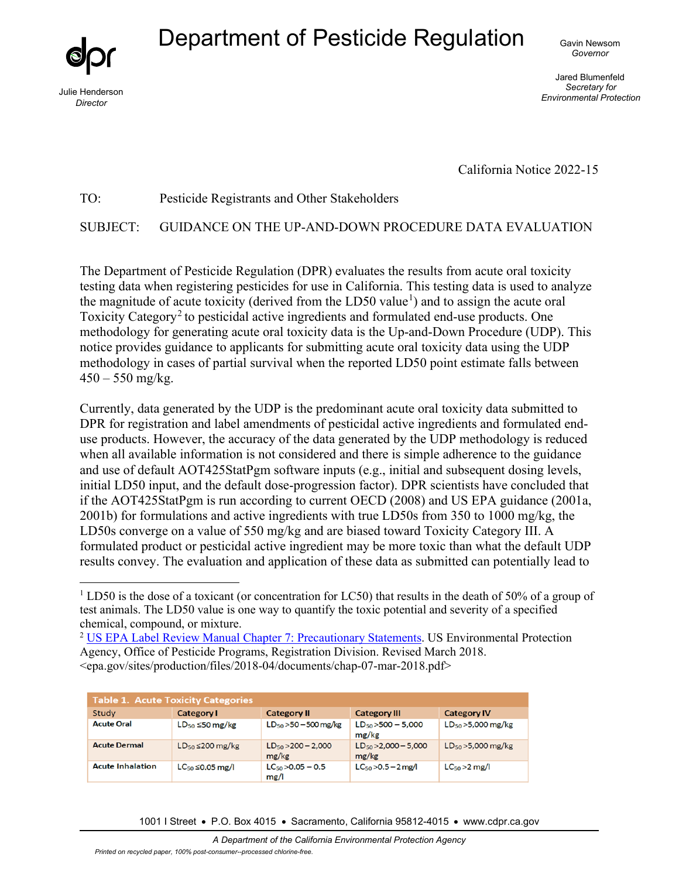# Department of Pesticide Regulation

Julie Henderson
*Director*

Gavin Newsom
*Governor*

Jared Blumenfeld
*Secretary for Environmental Protection*

California Notice 2022-15

TO: Pesticide Registrants and Other Stakeholders

SUBJECT: GUIDANCE ON THE UP-AND-DOWN PROCEDURE DATA EVALUATION

The Department of Pesticide Regulation (DPR) evaluates the results from acute oral toxicity testing data when registering pesticides for use in California. This testing data is used to analyze the magnitude of acute toxicity (derived from the LD50 value[1]) and to assign the acute oral Toxicity Category[2] to pesticidal active ingredients and formulated end-use products. One methodology for generating acute oral toxicity data is the Up-and-Down Procedure (UDP). This notice provides guidance to applicants for submitting acute oral toxicity data using the UDP methodology in cases of partial survival when the reported LD50 point estimate falls between 450 – 550 mg/kg.

Currently, data generated by the UDP is the predominant acute oral toxicity data submitted to DPR for registration and label amendments of pesticidal active ingredients and formulated end-use products. However, the accuracy of the data generated by the UDP methodology is reduced when all available information is not considered and there is simple adherence to the guidance and use of default AOT425StatPgm software inputs (e.g., initial and subsequent dosing levels, initial LD50 input, and the default dose-progression factor). DPR scientists have concluded that if the AOT425StatPgm is run according to current OECD (2008) and US EPA guidance (2001a, 2001b) for formulations and active ingredients with true LD50s from 350 to 1000 mg/kg, the LD50s converge on a value of 550 mg/kg and are biased toward Toxicity Category III. A formulated product or pesticidal active ingredient may be more toxic than what the default UDP results convey. The evaluation and application of these data as submitted can potentially lead to

[1] LD50 is the dose of a toxicant (or concentration for LC50) that results in the death of 50% of a group of test animals. The LD50 value is one way to quantify the toxic potential and severity of a specified chemical, compound, or mixture.

[2] US EPA Label Review Manual Chapter 7: Precautionary Statements. US Environmental Protection Agency, Office of Pesticide Programs, Registration Division. Revised March 2018. <epa.gov/sites/production/files/2018-04/documents/chap-07-mar-2018.pdf>

**Table 1. Acute Toxicity Categories**

| Study | Category I | Category II | Category III | Category IV |
|---|---|---|---|---|
| **Acute Oral** | $LD_{50}$ ≤50 mg/kg | $LD_{50}$ >50 – 500 mg/kg | $LD_{50}$ >500 – 5,000 mg/kg | $LD_{50}$ >5,000 mg/kg |
| **Acute Dermal** | $LD_{50}$ ≤200 mg/kg | $LD_{50}$ >200 – 2,000 mg/kg | $LD_{50}$ >2,000 – 5,000 mg/kg | $LD_{50}$ >5,000 mg/kg |
| **Acute Inhalation** | $LC_{50}$ ≤0.05 mg/l | $LC_{50}$ >0.05 – 0.5 mg/l | $LC_{50}$ >0.5 – 2 mg/l | $LC_{50}$ >2 mg/l |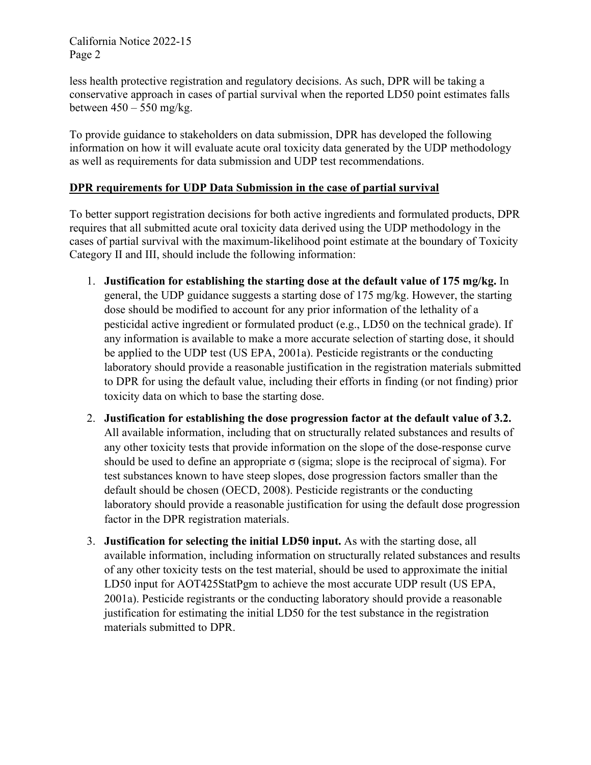less health protective registration and regulatory decisions. As such, DPR will be taking a conservative approach in cases of partial survival when the reported LD50 point estimates falls between 450 – 550 mg/kg.

To provide guidance to stakeholders on data submission, DPR has developed the following information on how it will evaluate acute oral toxicity data generated by the UDP methodology as well as requirements for data submission and UDP test recommendations.

## DPR requirements for UDP Data Submission in the case of partial survival

To better support registration decisions for both active ingredients and formulated products, DPR requires that all submitted acute oral toxicity data derived using the UDP methodology in the cases of partial survival with the maximum-likelihood point estimate at the boundary of Toxicity Category II and III, should include the following information:

1. **Justification for establishing the starting dose at the default value of 175 mg/kg.** In general, the UDP guidance suggests a starting dose of 175 mg/kg. However, the starting dose should be modified to account for any prior information of the lethality of a pesticidal active ingredient or formulated product (e.g., LD50 on the technical grade). If any information is available to make a more accurate selection of starting dose, it should be applied to the UDP test (US EPA, 2001a). Pesticide registrants or the conducting laboratory should provide a reasonable justification in the registration materials submitted to DPR for using the default value, including their efforts in finding (or not finding) prior toxicity data on which to base the starting dose.

2. **Justification for establishing the dose progression factor at the default value of 3.2.** All available information, including that on structurally related substances and results of any other toxicity tests that provide information on the slope of the dose-response curve should be used to define an appropriate $\sigma$ (sigma; slope is the reciprocal of sigma). For test substances known to have steep slopes, dose progression factors smaller than the default should be chosen (OECD, 2008). Pesticide registrants or the conducting laboratory should provide a reasonable justification for using the default dose progression factor in the DPR registration materials.

3. **Justification for selecting the initial LD50 input.** As with the starting dose, all available information, including information on structurally related substances and results of any other toxicity tests on the test material, should be used to approximate the initial LD50 input for AOT425StatPgm to achieve the most accurate UDP result (US EPA, 2001a). Pesticide registrants or the conducting laboratory should provide a reasonable justification for estimating the initial LD50 for the test substance in the registration materials submitted to DPR.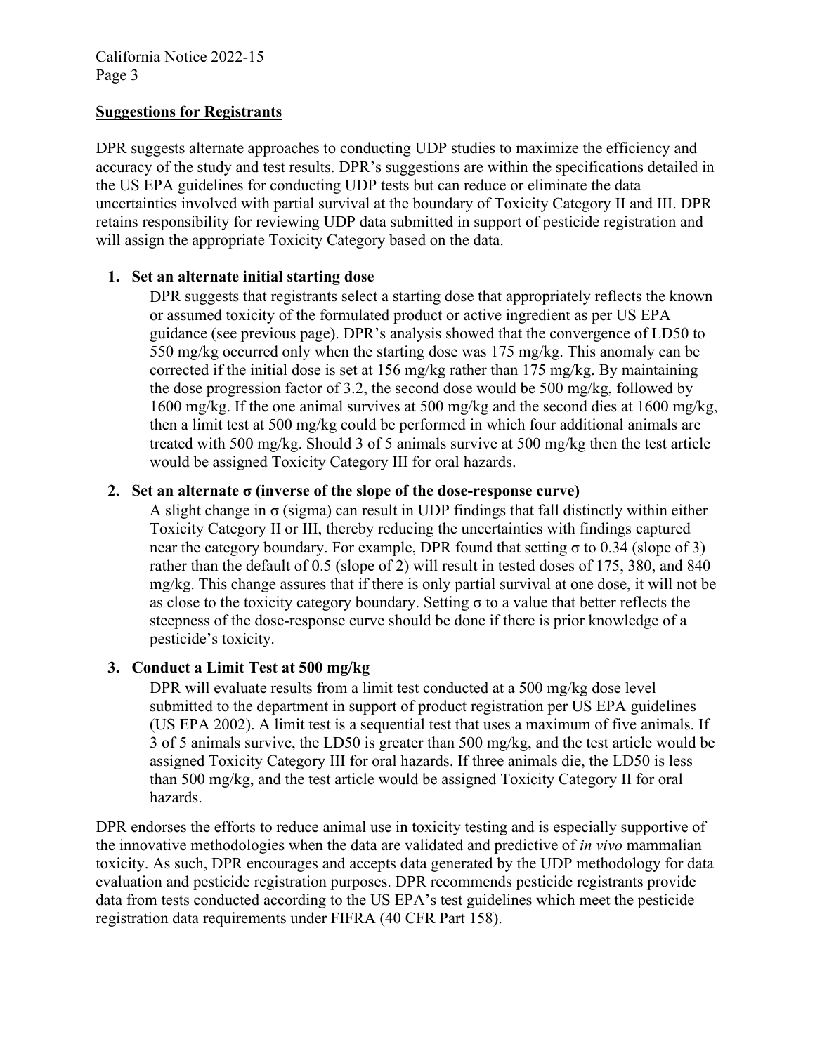**Suggestions for Registrants**

DPR suggests alternate approaches to conducting UDP studies to maximize the efficiency and accuracy of the study and test results. DPR's suggestions are within the specifications detailed in the US EPA guidelines for conducting UDP tests but can reduce or eliminate the data uncertainties involved with partial survival at the boundary of Toxicity Category II and III. DPR retains responsibility for reviewing UDP data submitted in support of pesticide registration and will assign the appropriate Toxicity Category based on the data.

1. **Set an alternate initial starting dose**

   DPR suggests that registrants select a starting dose that appropriately reflects the known or assumed toxicity of the formulated product or active ingredient as per US EPA guidance (see previous page). DPR's analysis showed that the convergence of LD50 to 550 mg/kg occurred only when the starting dose was 175 mg/kg. This anomaly can be corrected if the initial dose is set at 156 mg/kg rather than 175 mg/kg. By maintaining the dose progression factor of 3.2, the second dose would be 500 mg/kg, followed by 1600 mg/kg. If the one animal survives at 500 mg/kg and the second dies at 1600 mg/kg, then a limit test at 500 mg/kg could be performed in which four additional animals are treated with 500 mg/kg. Should 3 of 5 animals survive at 500 mg/kg then the test article would be assigned Toxicity Category III for oral hazards.

2. **Set an alternate σ (inverse of the slope of the dose-response curve)**

   A slight change in σ (sigma) can result in UDP findings that fall distinctly within either Toxicity Category II or III, thereby reducing the uncertainties with findings captured near the category boundary. For example, DPR found that setting σ to 0.34 (slope of 3) rather than the default of 0.5 (slope of 2) will result in tested doses of 175, 380, and 840 mg/kg. This change assures that if there is only partial survival at one dose, it will not be as close to the toxicity category boundary. Setting σ to a value that better reflects the steepness of the dose-response curve should be done if there is prior knowledge of a pesticide's toxicity.

3. **Conduct a Limit Test at 500 mg/kg**

   DPR will evaluate results from a limit test conducted at a 500 mg/kg dose level submitted to the department in support of product registration per US EPA guidelines (US EPA 2002). A limit test is a sequential test that uses a maximum of five animals. If 3 of 5 animals survive, the LD50 is greater than 500 mg/kg, and the test article would be assigned Toxicity Category III for oral hazards. If three animals die, the LD50 is less than 500 mg/kg, and the test article would be assigned Toxicity Category II for oral hazards.

DPR endorses the efforts to reduce animal use in toxicity testing and is especially supportive of the innovative methodologies when the data are validated and predictive of *in vivo* mammalian toxicity. As such, DPR encourages and accepts data generated by the UDP methodology for data evaluation and pesticide registration purposes. DPR recommends pesticide registrants provide data from tests conducted according to the US EPA's test guidelines which meet the pesticide registration data requirements under FIFRA (40 CFR Part 158).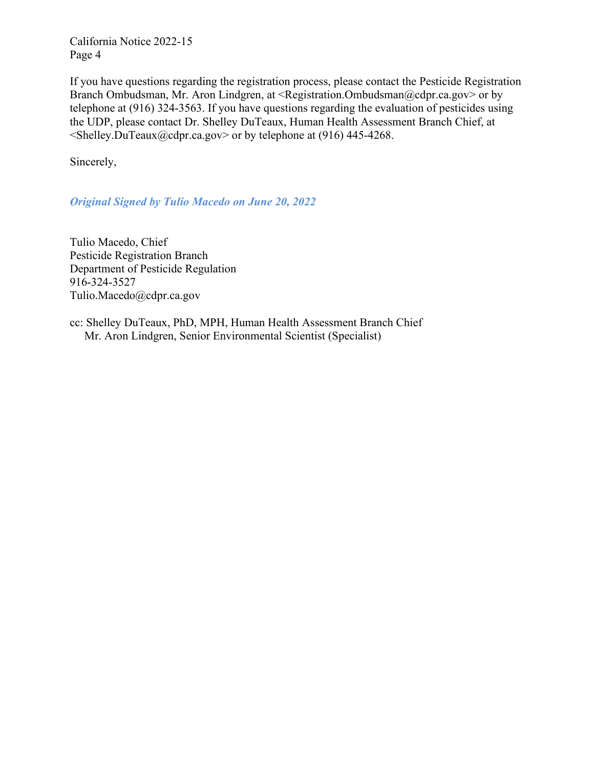If you have questions regarding the registration process, please contact the Pesticide Registration Branch Ombudsman, Mr. Aron Lindgren, at <Registration.Ombudsman@cdpr.ca.gov> or by telephone at (916) 324-3563. If you have questions regarding the evaluation of pesticides using the UDP, please contact Dr. Shelley DuTeaux, Human Health Assessment Branch Chief, at <Shelley.DuTeaux@cdpr.ca.gov> or by telephone at (916) 445-4268.

Sincerely,

***Original Signed by Tulio Macedo on June 20, 2022***

Tulio Macedo, Chief
Pesticide Registration Branch
Department of Pesticide Regulation
916-324-3527
Tulio.Macedo@cdpr.ca.gov

cc: Shelley DuTeaux, PhD, MPH, Human Health Assessment Branch Chief
Mr. Aron Lindgren, Senior Environmental Scientist (Specialist)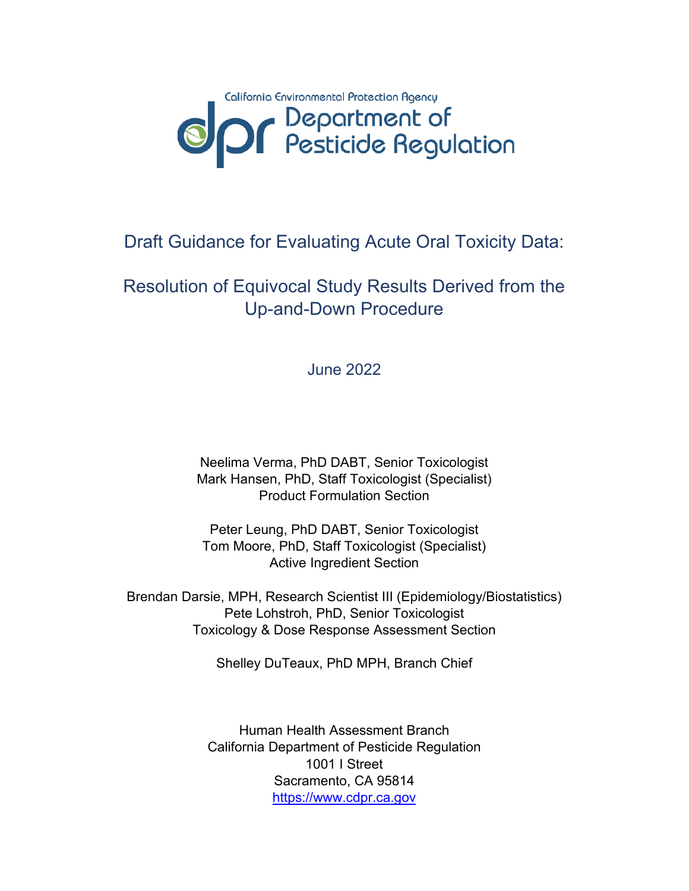California Environmental Protection Agency

Department of Pesticide Regulation

# Draft Guidance for Evaluating Acute Oral Toxicity Data:

# Resolution of Equivocal Study Results Derived from the Up-and-Down Procedure

June 2022

Neelima Verma, PhD DABT, Senior Toxicologist
Mark Hansen, PhD, Staff Toxicologist (Specialist)
Product Formulation Section

Peter Leung, PhD DABT, Senior Toxicologist
Tom Moore, PhD, Staff Toxicologist (Specialist)
Active Ingredient Section

Brendan Darsie, MPH, Research Scientist III (Epidemiology/Biostatistics)
Pete Lohstroh, PhD, Senior Toxicologist
Toxicology & Dose Response Assessment Section

Shelley DuTeaux, PhD MPH, Branch Chief

Human Health Assessment Branch
California Department of Pesticide Regulation
1001 I Street
Sacramento, CA 95814
https://www.cdpr.ca.gov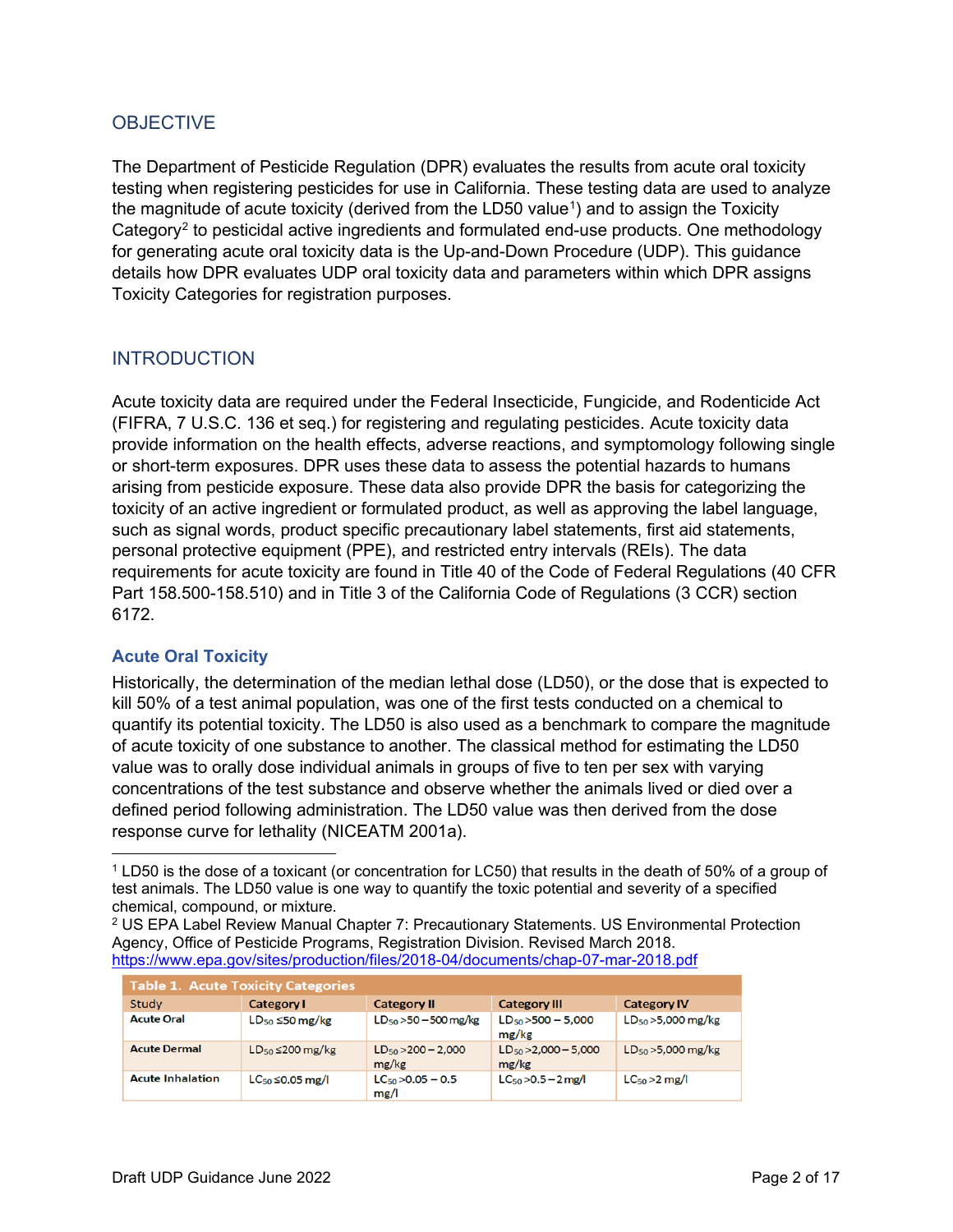## OBJECTIVE

The Department of Pesticide Regulation (DPR) evaluates the results from acute oral toxicity testing when registering pesticides for use in California. These testing data are used to analyze the magnitude of acute toxicity (derived from the LD50 value[1]) and to assign the Toxicity Category[2] to pesticidal active ingredients and formulated end-use products. One methodology for generating acute oral toxicity data is the Up-and-Down Procedure (UDP). This guidance details how DPR evaluates UDP oral toxicity data and parameters within which DPR assigns Toxicity Categories for registration purposes.

## INTRODUCTION

Acute toxicity data are required under the Federal Insecticide, Fungicide, and Rodenticide Act (FIFRA, 7 U.S.C. 136 et seq.) for registering and regulating pesticides. Acute toxicity data provide information on the health effects, adverse reactions, and symptomology following single or short-term exposures. DPR uses these data to assess the potential hazards to humans arising from pesticide exposure. These data also provide DPR the basis for categorizing the toxicity of an active ingredient or formulated product, as well as approving the label language, such as signal words, product specific precautionary label statements, first aid statements, personal protective equipment (PPE), and restricted entry intervals (REIs). The data requirements for acute toxicity are found in Title 40 of the Code of Federal Regulations (40 CFR Part 158.500-158.510) and in Title 3 of the California Code of Regulations (3 CCR) section 6172.

### Acute Oral Toxicity

Historically, the determination of the median lethal dose (LD50), or the dose that is expected to kill 50% of a test animal population, was one of the first tests conducted on a chemical to quantify its potential toxicity. The LD50 is also used as a benchmark to compare the magnitude of acute toxicity of one substance to another. The classical method for estimating the LD50 value was to orally dose individual animals in groups of five to ten per sex with varying concentrations of the test substance and observe whether the animals lived or died over a defined period following administration. The LD50 value was then derived from the dose response curve for lethality (NICEATM 2001a).

[1] LD50 is the dose of a toxicant (or concentration for LC50) that results in the death of 50% of a group of test animals. The LD50 value is one way to quantify the toxic potential and severity of a specified chemical, compound, or mixture.

[2] US EPA Label Review Manual Chapter 7: Precautionary Statements. US Environmental Protection Agency, Office of Pesticide Programs, Registration Division. Revised March 2018. https://www.epa.gov/sites/production/files/2018-04/documents/chap-07-mar-2018.pdf

**Table 1. Acute Toxicity Categories**

| Study | Category I | Category II | Category III | Category IV |
|---|---|---|---|---|
| Acute Oral | $LD_{50}$ ≤50 mg/kg | $LD_{50}$ >50 – 500 mg/kg | $LD_{50}$ >500 – 5,000 mg/kg | $LD_{50}$ >5,000 mg/kg |
| Acute Dermal | $LD_{50}$ ≤200 mg/kg | $LD_{50}$ >200 – 2,000 mg/kg | $LD_{50}$ >2,000 – 5,000 mg/kg | $LD_{50}$ >5,000 mg/kg |
| Acute Inhalation | $LC_{50}$ ≤0.05 mg/l | $LC_{50}$ >0.05 – 0.5 mg/l | $LC_{50}$ >0.5 – 2 mg/l | $LC_{50}$ >2 mg/l |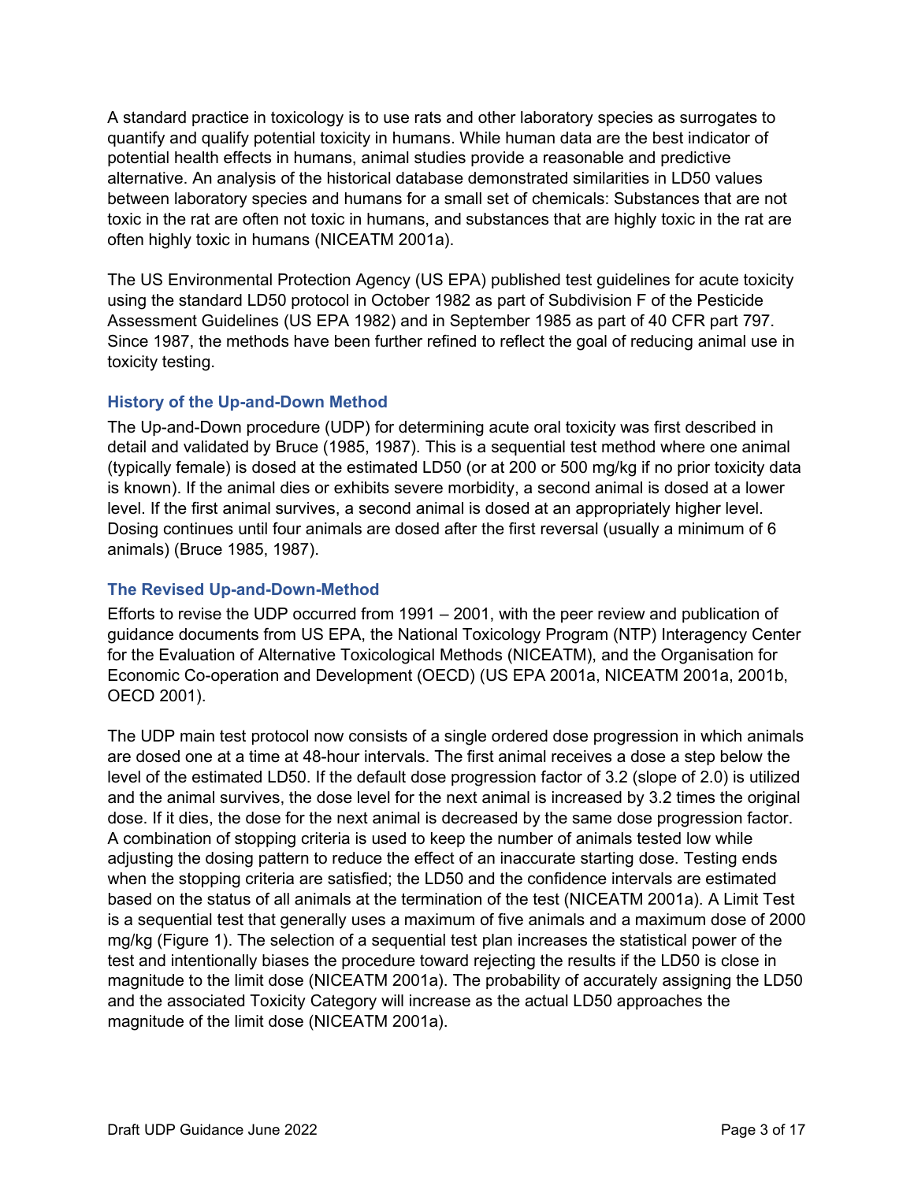A standard practice in toxicology is to use rats and other laboratory species as surrogates to quantify and qualify potential toxicity in humans. While human data are the best indicator of potential health effects in humans, animal studies provide a reasonable and predictive alternative. An analysis of the historical database demonstrated similarities in LD50 values between laboratory species and humans for a small set of chemicals: Substances that are not toxic in the rat are often not toxic in humans, and substances that are highly toxic in the rat are often highly toxic in humans (NICEATM 2001a).

The US Environmental Protection Agency (US EPA) published test guidelines for acute toxicity using the standard LD50 protocol in October 1982 as part of Subdivision F of the Pesticide Assessment Guidelines (US EPA 1982) and in September 1985 as part of 40 CFR part 797. Since 1987, the methods have been further refined to reflect the goal of reducing animal use in toxicity testing.

### History of the Up-and-Down Method

The Up-and-Down procedure (UDP) for determining acute oral toxicity was first described in detail and validated by Bruce (1985, 1987). This is a sequential test method where one animal (typically female) is dosed at the estimated LD50 (or at 200 or 500 mg/kg if no prior toxicity data is known). If the animal dies or exhibits severe morbidity, a second animal is dosed at a lower level. If the first animal survives, a second animal is dosed at an appropriately higher level. Dosing continues until four animals are dosed after the first reversal (usually a minimum of 6 animals) (Bruce 1985, 1987).

### The Revised Up-and-Down-Method

Efforts to revise the UDP occurred from 1991 – 2001, with the peer review and publication of guidance documents from US EPA, the National Toxicology Program (NTP) Interagency Center for the Evaluation of Alternative Toxicological Methods (NICEATM), and the Organisation for Economic Co-operation and Development (OECD) (US EPA 2001a, NICEATM 2001a, 2001b, OECD 2001).

The UDP main test protocol now consists of a single ordered dose progression in which animals are dosed one at a time at 48-hour intervals. The first animal receives a dose a step below the level of the estimated LD50. If the default dose progression factor of 3.2 (slope of 2.0) is utilized and the animal survives, the dose level for the next animal is increased by 3.2 times the original dose. If it dies, the dose for the next animal is decreased by the same dose progression factor. A combination of stopping criteria is used to keep the number of animals tested low while adjusting the dosing pattern to reduce the effect of an inaccurate starting dose. Testing ends when the stopping criteria are satisfied; the LD50 and the confidence intervals are estimated based on the status of all animals at the termination of the test (NICEATM 2001a). A Limit Test is a sequential test that generally uses a maximum of five animals and a maximum dose of 2000 mg/kg (Figure 1). The selection of a sequential test plan increases the statistical power of the test and intentionally biases the procedure toward rejecting the results if the LD50 is close in magnitude to the limit dose (NICEATM 2001a). The probability of accurately assigning the LD50 and the associated Toxicity Category will increase as the actual LD50 approaches the magnitude of the limit dose (NICEATM 2001a).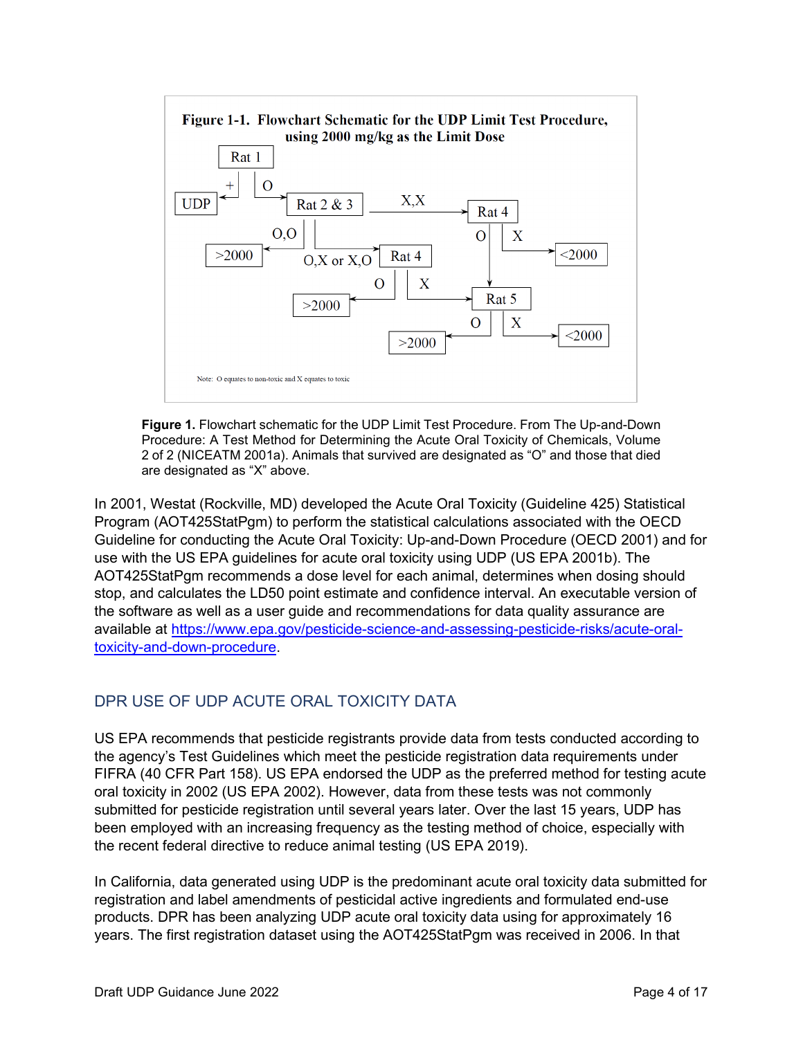**Figure 1-1. Flowchart Schematic for the UDP Limit Test Procedure, using 2000 mg/kg as the Limit Dose**

Note: O equates to non-toxic and X equates to toxic

**Figure 1.** Flowchart schematic for the UDP Limit Test Procedure. From The Up-and-Down Procedure: A Test Method for Determining the Acute Oral Toxicity of Chemicals, Volume 2 of 2 (NICEATM 2001a). Animals that survived are designated as "O" and those that died are designated as "X" above.

In 2001, Westat (Rockville, MD) developed the Acute Oral Toxicity (Guideline 425) Statistical Program (AOT425StatPgm) to perform the statistical calculations associated with the OECD Guideline for conducting the Acute Oral Toxicity: Up-and-Down Procedure (OECD 2001) and for use with the US EPA guidelines for acute oral toxicity using UDP (US EPA 2001b). The AOT425StatPgm recommends a dose level for each animal, determines when dosing should stop, and calculates the LD50 point estimate and confidence interval. An executable version of the software as well as a user guide and recommendations for data quality assurance are available at https://www.epa.gov/pesticide-science-and-assessing-pesticide-risks/acute-oral-toxicity-and-down-procedure.

## DPR USE OF UDP ACUTE ORAL TOXICITY DATA

US EPA recommends that pesticide registrants provide data from tests conducted according to the agency's Test Guidelines which meet the pesticide registration data requirements under FIFRA (40 CFR Part 158). US EPA endorsed the UDP as the preferred method for testing acute oral toxicity in 2002 (US EPA 2002). However, data from these tests was not commonly submitted for pesticide registration until several years later. Over the last 15 years, UDP has been employed with an increasing frequency as the testing method of choice, especially with the recent federal directive to reduce animal testing (US EPA 2019).

In California, data generated using UDP is the predominant acute oral toxicity data submitted for registration and label amendments of pesticidal active ingredients and formulated end-use products. DPR has been analyzing UDP acute oral toxicity data using for approximately 16 years. The first registration dataset using the AOT425StatPgm was received in 2006. In that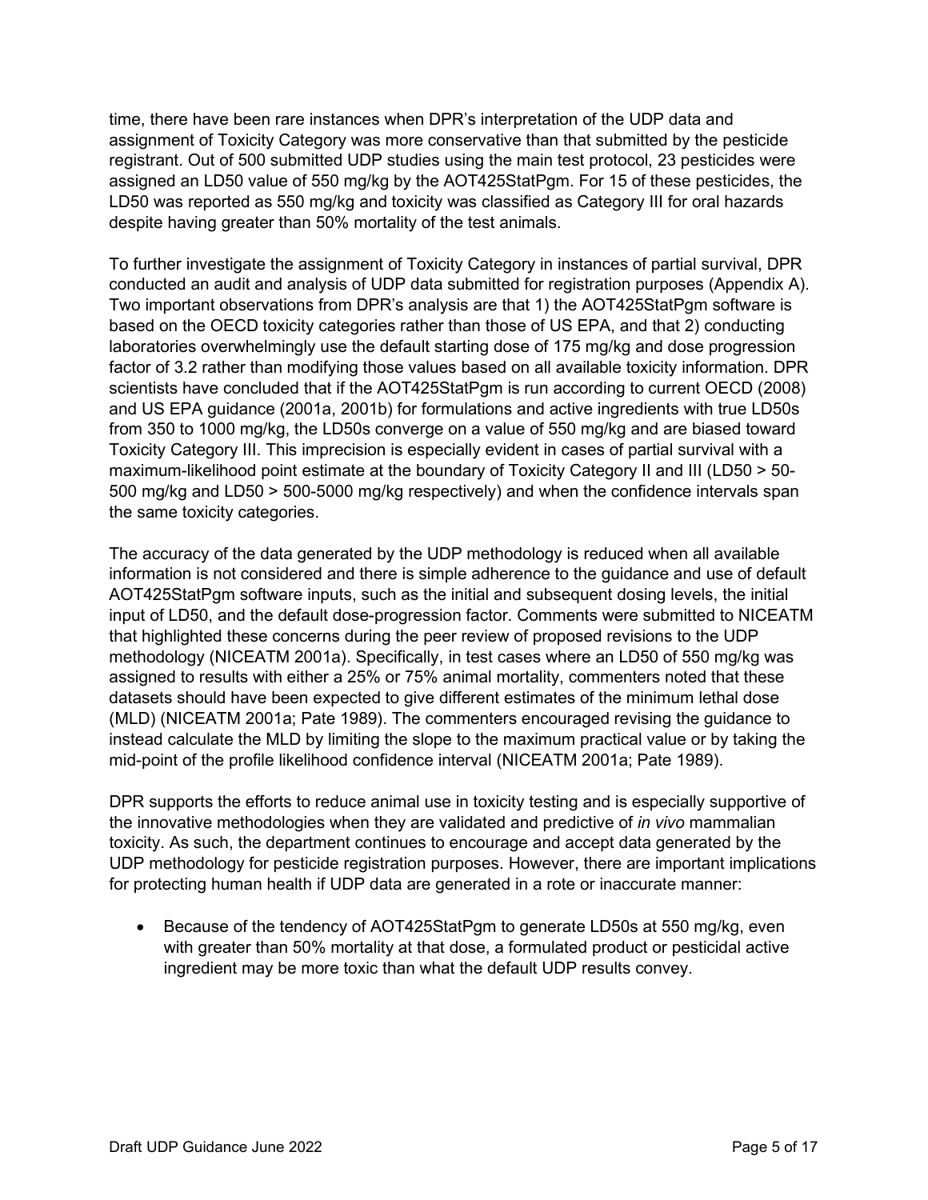time, there have been rare instances when DPR's interpretation of the UDP data and assignment of Toxicity Category was more conservative than that submitted by the pesticide registrant. Out of 500 submitted UDP studies using the main test protocol, 23 pesticides were assigned an LD50 value of 550 mg/kg by the AOT425StatPgm. For 15 of these pesticides, the LD50 was reported as 550 mg/kg and toxicity was classified as Category III for oral hazards despite having greater than 50% mortality of the test animals.

To further investigate the assignment of Toxicity Category in instances of partial survival, DPR conducted an audit and analysis of UDP data submitted for registration purposes (Appendix A). Two important observations from DPR's analysis are that 1) the AOT425StatPgm software is based on the OECD toxicity categories rather than those of US EPA, and that 2) conducting laboratories overwhelmingly use the default starting dose of 175 mg/kg and dose progression factor of 3.2 rather than modifying those values based on all available toxicity information. DPR scientists have concluded that if the AOT425StatPgm is run according to current OECD (2008) and US EPA guidance (2001a, 2001b) for formulations and active ingredients with true LD50s from 350 to 1000 mg/kg, the LD50s converge on a value of 550 mg/kg and are biased toward Toxicity Category III. This imprecision is especially evident in cases of partial survival with a maximum-likelihood point estimate at the boundary of Toxicity Category II and III (LD50 > 50-500 mg/kg and LD50 > 500-5000 mg/kg respectively) and when the confidence intervals span the same toxicity categories.

The accuracy of the data generated by the UDP methodology is reduced when all available information is not considered and there is simple adherence to the guidance and use of default AOT425StatPgm software inputs, such as the initial and subsequent dosing levels, the initial input of LD50, and the default dose-progression factor. Comments were submitted to NICEATM that highlighted these concerns during the peer review of proposed revisions to the UDP methodology (NICEATM 2001a). Specifically, in test cases where an LD50 of 550 mg/kg was assigned to results with either a 25% or 75% animal mortality, commenters noted that these datasets should have been expected to give different estimates of the minimum lethal dose (MLD) (NICEATM 2001a; Pate 1989). The commenters encouraged revising the guidance to instead calculate the MLD by limiting the slope to the maximum practical value or by taking the mid-point of the profile likelihood confidence interval (NICEATM 2001a; Pate 1989).

DPR supports the efforts to reduce animal use in toxicity testing and is especially supportive of the innovative methodologies when they are validated and predictive of *in vivo* mammalian toxicity. As such, the department continues to encourage and accept data generated by the UDP methodology for pesticide registration purposes. However, there are important implications for protecting human health if UDP data are generated in a rote or inaccurate manner:

- Because of the tendency of AOT425StatPgm to generate LD50s at 550 mg/kg, even with greater than 50% mortality at that dose, a formulated product or pesticidal active ingredient may be more toxic than what the default UDP results convey.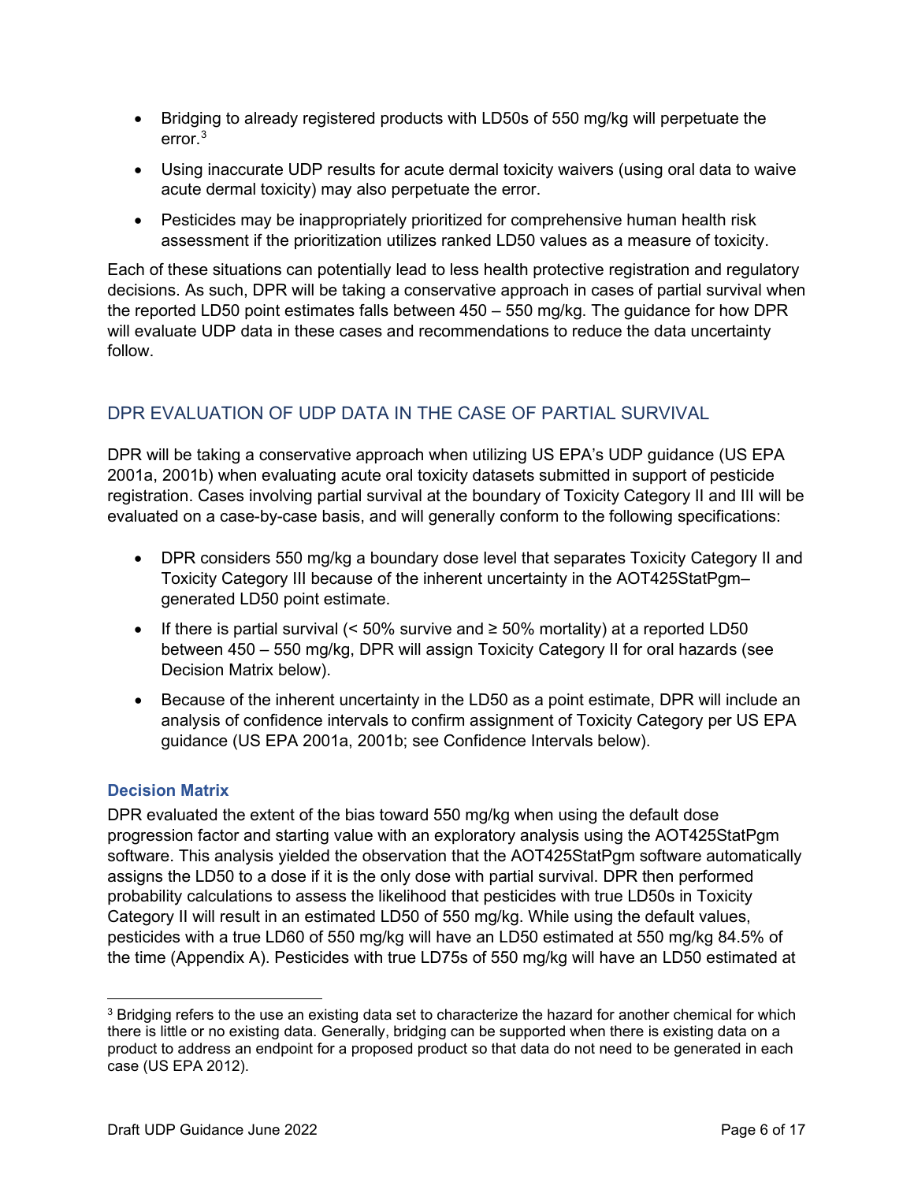- Bridging to already registered products with LD50s of 550 mg/kg will perpetuate the error.[3]
- Using inaccurate UDP results for acute dermal toxicity waivers (using oral data to waive acute dermal toxicity) may also perpetuate the error.
- Pesticides may be inappropriately prioritized for comprehensive human health risk assessment if the prioritization utilizes ranked LD50 values as a measure of toxicity.

Each of these situations can potentially lead to less health protective registration and regulatory decisions. As such, DPR will be taking a conservative approach in cases of partial survival when the reported LD50 point estimates falls between 450 – 550 mg/kg. The guidance for how DPR will evaluate UDP data in these cases and recommendations to reduce the data uncertainty follow.

## DPR EVALUATION OF UDP DATA IN THE CASE OF PARTIAL SURVIVAL

DPR will be taking a conservative approach when utilizing US EPA's UDP guidance (US EPA 2001a, 2001b) when evaluating acute oral toxicity datasets submitted in support of pesticide registration. Cases involving partial survival at the boundary of Toxicity Category II and III will be evaluated on a case-by-case basis, and will generally conform to the following specifications:

- DPR considers 550 mg/kg a boundary dose level that separates Toxicity Category II and Toxicity Category III because of the inherent uncertainty in the AOT425StatPgm–generated LD50 point estimate.
- If there is partial survival (< 50% survive and ≥ 50% mortality) at a reported LD50 between 450 – 550 mg/kg, DPR will assign Toxicity Category II for oral hazards (see Decision Matrix below).
- Because of the inherent uncertainty in the LD50 as a point estimate, DPR will include an analysis of confidence intervals to confirm assignment of Toxicity Category per US EPA guidance (US EPA 2001a, 2001b; see Confidence Intervals below).

### Decision Matrix

DPR evaluated the extent of the bias toward 550 mg/kg when using the default dose progression factor and starting value with an exploratory analysis using the AOT425StatPgm software. This analysis yielded the observation that the AOT425StatPgm software automatically assigns the LD50 to a dose if it is the only dose with partial survival. DPR then performed probability calculations to assess the likelihood that pesticides with true LD50s in Toxicity Category II will result in an estimated LD50 of 550 mg/kg. While using the default values, pesticides with a true LD60 of 550 mg/kg will have an LD50 estimated at 550 mg/kg 84.5% of the time (Appendix A). Pesticides with true LD75s of 550 mg/kg will have an LD50 estimated at

[3] Bridging refers to the use an existing data set to characterize the hazard for another chemical for which there is little or no existing data. Generally, bridging can be supported when there is existing data on a product to address an endpoint for a proposed product so that data do not need to be generated in each case (US EPA 2012).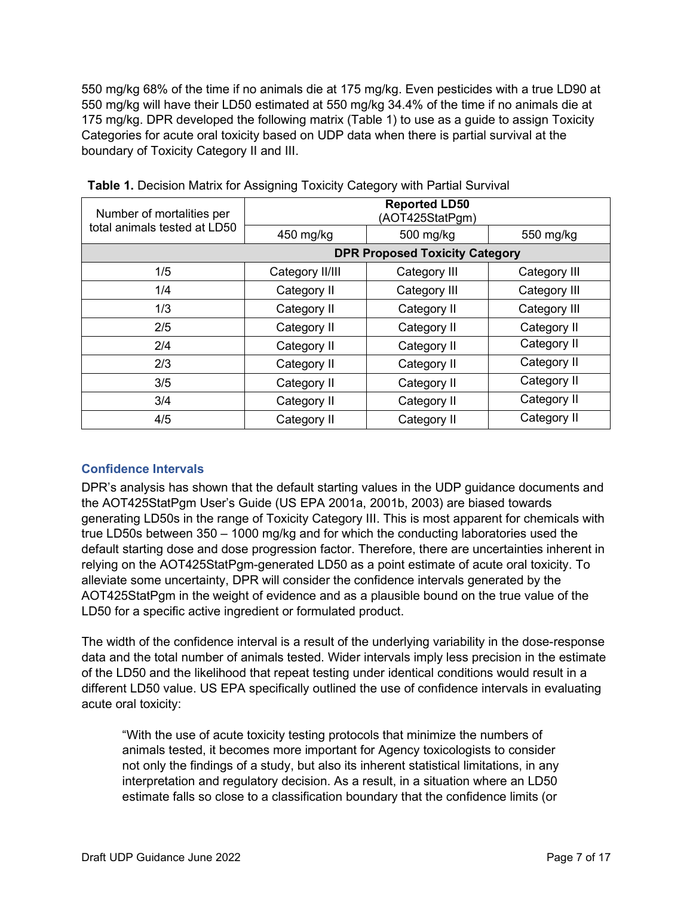550 mg/kg 68% of the time if no animals die at 175 mg/kg. Even pesticides with a true LD90 at 550 mg/kg will have their LD50 estimated at 550 mg/kg 34.4% of the time if no animals die at 175 mg/kg. DPR developed the following matrix (Table 1) to use as a guide to assign Toxicity Categories for acute oral toxicity based on UDP data when there is partial survival at the boundary of Toxicity Category II and III.

**Table 1.** Decision Matrix for Assigning Toxicity Category with Partial Survival

| Number of mortalities per total animals tested at LD50 | **Reported LD50** (AOT425StatPgm) | | |
|---|---|---|---|
| | 450 mg/kg | 500 mg/kg | 550 mg/kg |
| | **DPR Proposed Toxicity Category** | | |
| 1/5 | Category II/III | Category III | Category III |
| 1/4 | Category II | Category III | Category III |
| 1/3 | Category II | Category II | Category III |
| 2/5 | Category II | Category II | Category II |
| 2/4 | Category II | Category II | Category II |
| 2/3 | Category II | Category II | Category II |
| 3/5 | Category II | Category II | Category II |
| 3/4 | Category II | Category II | Category II |
| 4/5 | Category II | Category II | Category II |

### Confidence Intervals

DPR's analysis has shown that the default starting values in the UDP guidance documents and the AOT425StatPgm User's Guide (US EPA 2001a, 2001b, 2003) are biased towards generating LD50s in the range of Toxicity Category III. This is most apparent for chemicals with true LD50s between 350 – 1000 mg/kg and for which the conducting laboratories used the default starting dose and dose progression factor. Therefore, there are uncertainties inherent in relying on the AOT425StatPgm-generated LD50 as a point estimate of acute oral toxicity. To alleviate some uncertainty, DPR will consider the confidence intervals generated by the AOT425StatPgm in the weight of evidence and as a plausible bound on the true value of the LD50 for a specific active ingredient or formulated product.

The width of the confidence interval is a result of the underlying variability in the dose-response data and the total number of animals tested. Wider intervals imply less precision in the estimate of the LD50 and the likelihood that repeat testing under identical conditions would result in a different LD50 value. US EPA specifically outlined the use of confidence intervals in evaluating acute oral toxicity:

> "With the use of acute toxicity testing protocols that minimize the numbers of animals tested, it becomes more important for Agency toxicologists to consider not only the findings of a study, but also its inherent statistical limitations, in any interpretation and regulatory decision. As a result, in a situation where an LD50 estimate falls so close to a classification boundary that the confidence limits (or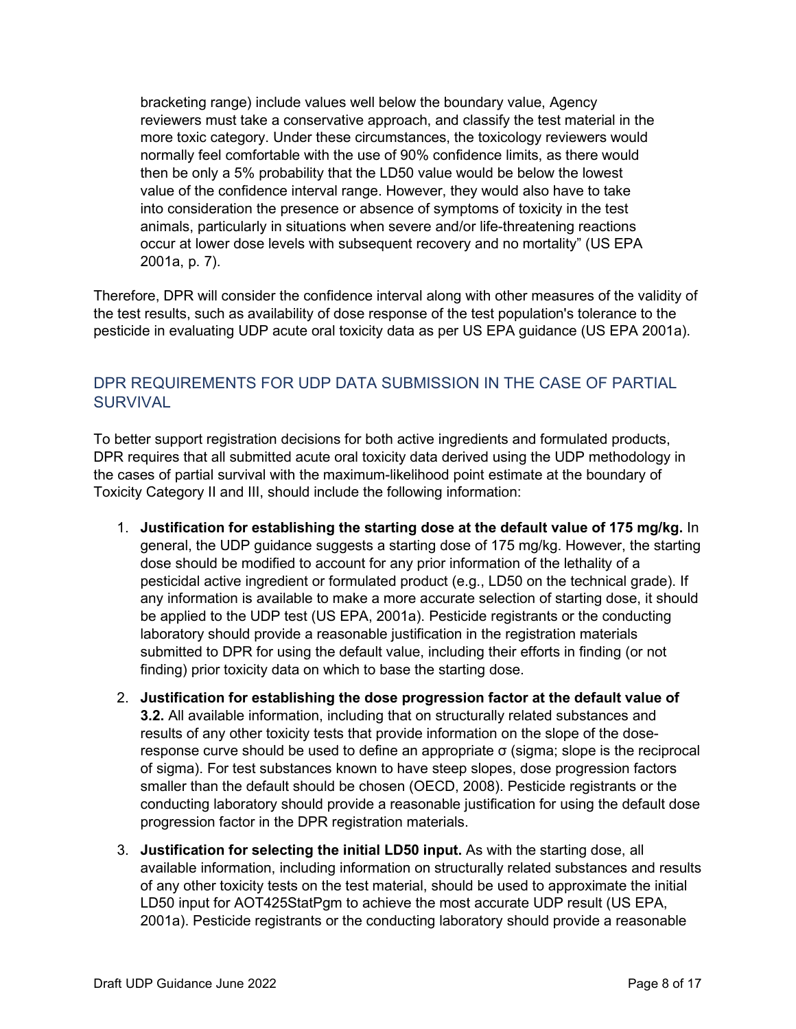bracketing range) include values well below the boundary value, Agency reviewers must take a conservative approach, and classify the test material in the more toxic category. Under these circumstances, the toxicology reviewers would normally feel comfortable with the use of 90% confidence limits, as there would then be only a 5% probability that the LD50 value would be below the lowest value of the confidence interval range. However, they would also have to take into consideration the presence or absence of symptoms of toxicity in the test animals, particularly in situations when severe and/or life-threatening reactions occur at lower dose levels with subsequent recovery and no mortality" (US EPA 2001a, p. 7).

Therefore, DPR will consider the confidence interval along with other measures of the validity of the test results, such as availability of dose response of the test population's tolerance to the pesticide in evaluating UDP acute oral toxicity data as per US EPA guidance (US EPA 2001a).

## DPR REQUIREMENTS FOR UDP DATA SUBMISSION IN THE CASE OF PARTIAL SURVIVAL

To better support registration decisions for both active ingredients and formulated products, DPR requires that all submitted acute oral toxicity data derived using the UDP methodology in the cases of partial survival with the maximum-likelihood point estimate at the boundary of Toxicity Category II and III, should include the following information:

1. **Justification for establishing the starting dose at the default value of 175 mg/kg.** In general, the UDP guidance suggests a starting dose of 175 mg/kg. However, the starting dose should be modified to account for any prior information of the lethality of a pesticidal active ingredient or formulated product (e.g., LD50 on the technical grade). If any information is available to make a more accurate selection of starting dose, it should be applied to the UDP test (US EPA, 2001a). Pesticide registrants or the conducting laboratory should provide a reasonable justification in the registration materials submitted to DPR for using the default value, including their efforts in finding (or not finding) prior toxicity data on which to base the starting dose.
2. **Justification for establishing the dose progression factor at the default value of 3.2.** All available information, including that on structurally related substances and results of any other toxicity tests that provide information on the slope of the dose-response curve should be used to define an appropriate σ (sigma; slope is the reciprocal of sigma). For test substances known to have steep slopes, dose progression factors smaller than the default should be chosen (OECD, 2008). Pesticide registrants or the conducting laboratory should provide a reasonable justification for using the default dose progression factor in the DPR registration materials.
3. **Justification for selecting the initial LD50 input.** As with the starting dose, all available information, including information on structurally related substances and results of any other toxicity tests on the test material, should be used to approximate the initial LD50 input for AOT425StatPgm to achieve the most accurate UDP result (US EPA, 2001a). Pesticide registrants or the conducting laboratory should provide a reasonable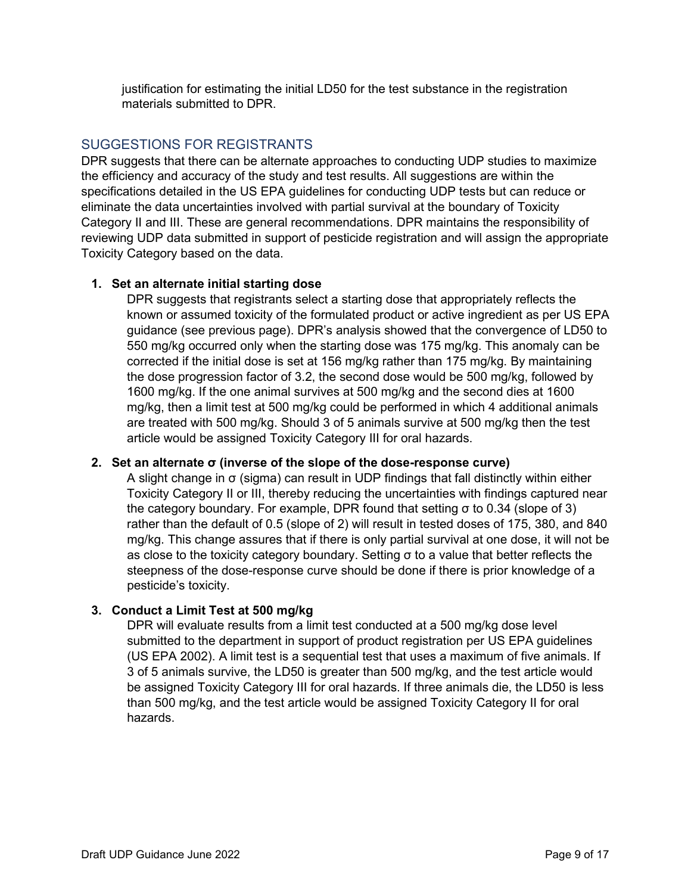justification for estimating the initial LD50 for the test substance in the registration materials submitted to DPR.

## SUGGESTIONS FOR REGISTRANTS

DPR suggests that there can be alternate approaches to conducting UDP studies to maximize the efficiency and accuracy of the study and test results. All suggestions are within the specifications detailed in the US EPA guidelines for conducting UDP tests but can reduce or eliminate the data uncertainties involved with partial survival at the boundary of Toxicity Category II and III. These are general recommendations. DPR maintains the responsibility of reviewing UDP data submitted in support of pesticide registration and will assign the appropriate Toxicity Category based on the data.

1. **Set an alternate initial starting dose**
   DPR suggests that registrants select a starting dose that appropriately reflects the known or assumed toxicity of the formulated product or active ingredient as per US EPA guidance (see previous page). DPR's analysis showed that the convergence of LD50 to 550 mg/kg occurred only when the starting dose was 175 mg/kg. This anomaly can be corrected if the initial dose is set at 156 mg/kg rather than 175 mg/kg. By maintaining the dose progression factor of 3.2, the second dose would be 500 mg/kg, followed by 1600 mg/kg. If the one animal survives at 500 mg/kg and the second dies at 1600 mg/kg, then a limit test at 500 mg/kg could be performed in which 4 additional animals are treated with 500 mg/kg. Should 3 of 5 animals survive at 500 mg/kg then the test article would be assigned Toxicity Category III for oral hazards.

2. **Set an alternate σ (inverse of the slope of the dose-response curve)**
   A slight change in σ (sigma) can result in UDP findings that fall distinctly within either Toxicity Category II or III, thereby reducing the uncertainties with findings captured near the category boundary. For example, DPR found that setting σ to 0.34 (slope of 3) rather than the default of 0.5 (slope of 2) will result in tested doses of 175, 380, and 840 mg/kg. This change assures that if there is only partial survival at one dose, it will not be as close to the toxicity category boundary. Setting σ to a value that better reflects the steepness of the dose-response curve should be done if there is prior knowledge of a pesticide's toxicity.

3. **Conduct a Limit Test at 500 mg/kg**
   DPR will evaluate results from a limit test conducted at a 500 mg/kg dose level submitted to the department in support of product registration per US EPA guidelines (US EPA 2002). A limit test is a sequential test that uses a maximum of five animals. If 3 of 5 animals survive, the LD50 is greater than 500 mg/kg, and the test article would be assigned Toxicity Category III for oral hazards. If three animals die, the LD50 is less than 500 mg/kg, and the test article would be assigned Toxicity Category II for oral hazards.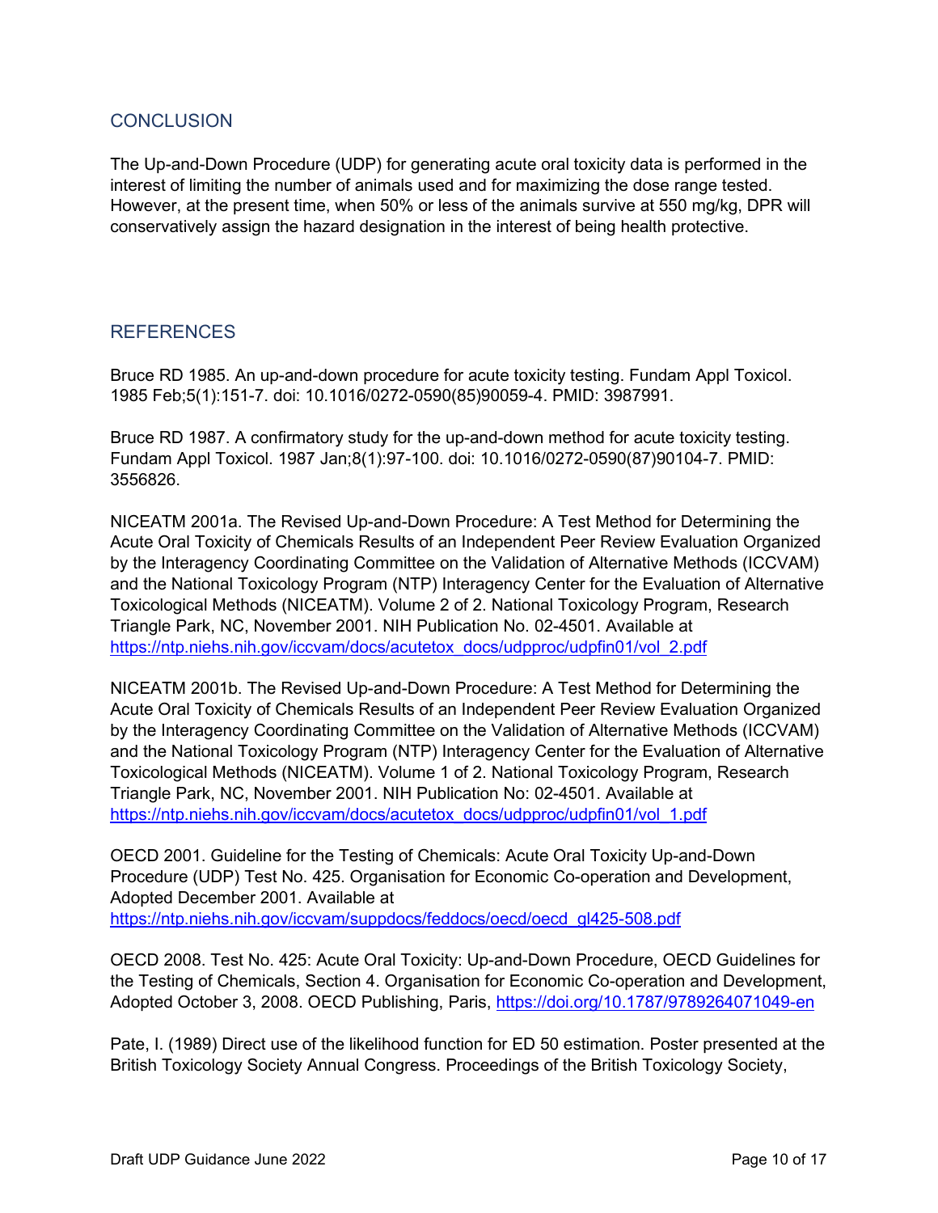## CONCLUSION

The Up-and-Down Procedure (UDP) for generating acute oral toxicity data is performed in the interest of limiting the number of animals used and for maximizing the dose range tested. However, at the present time, when 50% or less of the animals survive at 550 mg/kg, DPR will conservatively assign the hazard designation in the interest of being health protective.

## REFERENCES

Bruce RD 1985. An up-and-down procedure for acute toxicity testing. Fundam Appl Toxicol. 1985 Feb;5(1):151-7. doi: 10.1016/0272-0590(85)90059-4. PMID: 3987991.

Bruce RD 1987. A confirmatory study for the up-and-down method for acute toxicity testing. Fundam Appl Toxicol. 1987 Jan;8(1):97-100. doi: 10.1016/0272-0590(87)90104-7. PMID: 3556826.

NICEATM 2001a. The Revised Up-and-Down Procedure: A Test Method for Determining the Acute Oral Toxicity of Chemicals Results of an Independent Peer Review Evaluation Organized by the Interagency Coordinating Committee on the Validation of Alternative Methods (ICCVAM) and the National Toxicology Program (NTP) Interagency Center for the Evaluation of Alternative Toxicological Methods (NICEATM). Volume 2 of 2. National Toxicology Program, Research Triangle Park, NC, November 2001. NIH Publication No. 02-4501. Available at https://ntp.niehs.nih.gov/iccvam/docs/acutetox_docs/udpproc/udpfin01/vol_2.pdf

NICEATM 2001b. The Revised Up-and-Down Procedure: A Test Method for Determining the Acute Oral Toxicity of Chemicals Results of an Independent Peer Review Evaluation Organized by the Interagency Coordinating Committee on the Validation of Alternative Methods (ICCVAM) and the National Toxicology Program (NTP) Interagency Center for the Evaluation of Alternative Toxicological Methods (NICEATM). Volume 1 of 2. National Toxicology Program, Research Triangle Park, NC, November 2001. NIH Publication No: 02-4501. Available at https://ntp.niehs.nih.gov/iccvam/docs/acutetox_docs/udpproc/udpfin01/vol_1.pdf

OECD 2001. Guideline for the Testing of Chemicals: Acute Oral Toxicity Up-and-Down Procedure (UDP) Test No. 425. Organisation for Economic Co-operation and Development, Adopted December 2001. Available at https://ntp.niehs.nih.gov/iccvam/suppdocs/feddocs/oecd/oecd_gl425-508.pdf

OECD 2008. Test No. 425: Acute Oral Toxicity: Up-and-Down Procedure, OECD Guidelines for the Testing of Chemicals, Section 4. Organisation for Economic Co-operation and Development, Adopted October 3, 2008. OECD Publishing, Paris, https://doi.org/10.1787/9789264071049-en

Pate, I. (1989) Direct use of the likelihood function for ED 50 estimation. Poster presented at the British Toxicology Society Annual Congress. Proceedings of the British Toxicology Society,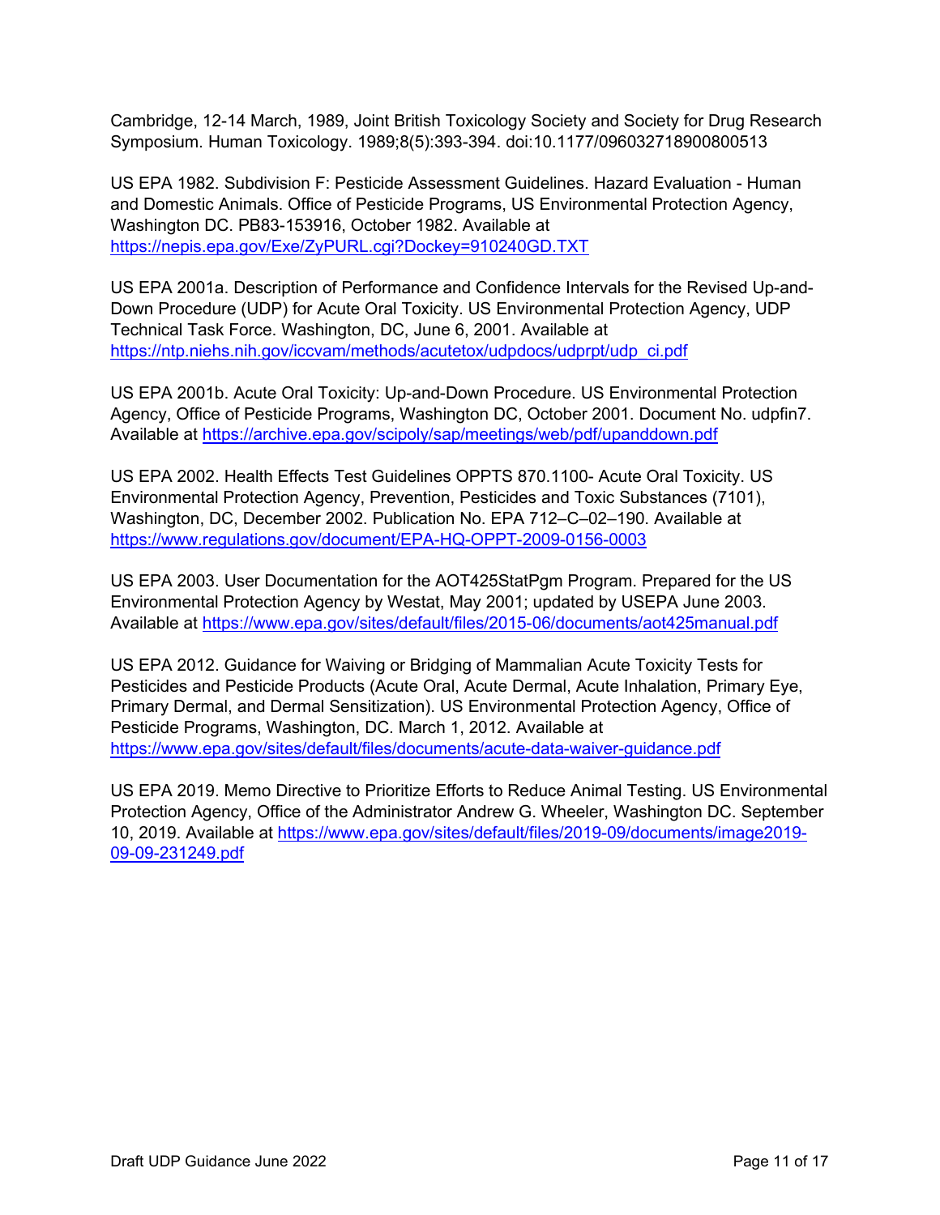Cambridge, 12-14 March, 1989, Joint British Toxicology Society and Society for Drug Research Symposium. Human Toxicology. 1989;8(5):393-394. doi:10.1177/096032718900800513

US EPA 1982. Subdivision F: Pesticide Assessment Guidelines. Hazard Evaluation - Human and Domestic Animals. Office of Pesticide Programs, US Environmental Protection Agency, Washington DC. PB83-153916, October 1982. Available at https://nepis.epa.gov/Exe/ZyPURL.cgi?Dockey=910240GD.TXT

US EPA 2001a. Description of Performance and Confidence Intervals for the Revised Up-and-Down Procedure (UDP) for Acute Oral Toxicity. US Environmental Protection Agency, UDP Technical Task Force. Washington, DC, June 6, 2001. Available at https://ntp.niehs.nih.gov/iccvam/methods/acutetox/udpdocs/udprpt/udp_ci.pdf

US EPA 2001b. Acute Oral Toxicity: Up-and-Down Procedure. US Environmental Protection Agency, Office of Pesticide Programs, Washington DC, October 2001. Document No. udpfin7. Available at https://archive.epa.gov/scipoly/sap/meetings/web/pdf/upanddown.pdf

US EPA 2002. Health Effects Test Guidelines OPPTS 870.1100- Acute Oral Toxicity. US Environmental Protection Agency, Prevention, Pesticides and Toxic Substances (7101), Washington, DC, December 2002. Publication No. EPA 712–C–02–190. Available at https://www.regulations.gov/document/EPA-HQ-OPPT-2009-0156-0003

US EPA 2003. User Documentation for the AOT425StatPgm Program. Prepared for the US Environmental Protection Agency by Westat, May 2001; updated by USEPA June 2003. Available at https://www.epa.gov/sites/default/files/2015-06/documents/aot425manual.pdf

US EPA 2012. Guidance for Waiving or Bridging of Mammalian Acute Toxicity Tests for Pesticides and Pesticide Products (Acute Oral, Acute Dermal, Acute Inhalation, Primary Eye, Primary Dermal, and Dermal Sensitization). US Environmental Protection Agency, Office of Pesticide Programs, Washington, DC. March 1, 2012. Available at https://www.epa.gov/sites/default/files/documents/acute-data-waiver-guidance.pdf

US EPA 2019. Memo Directive to Prioritize Efforts to Reduce Animal Testing. US Environmental Protection Agency, Office of the Administrator Andrew G. Wheeler, Washington DC. September 10, 2019. Available at https://www.epa.gov/sites/default/files/2019-09/documents/image2019-09-09-231249.pdf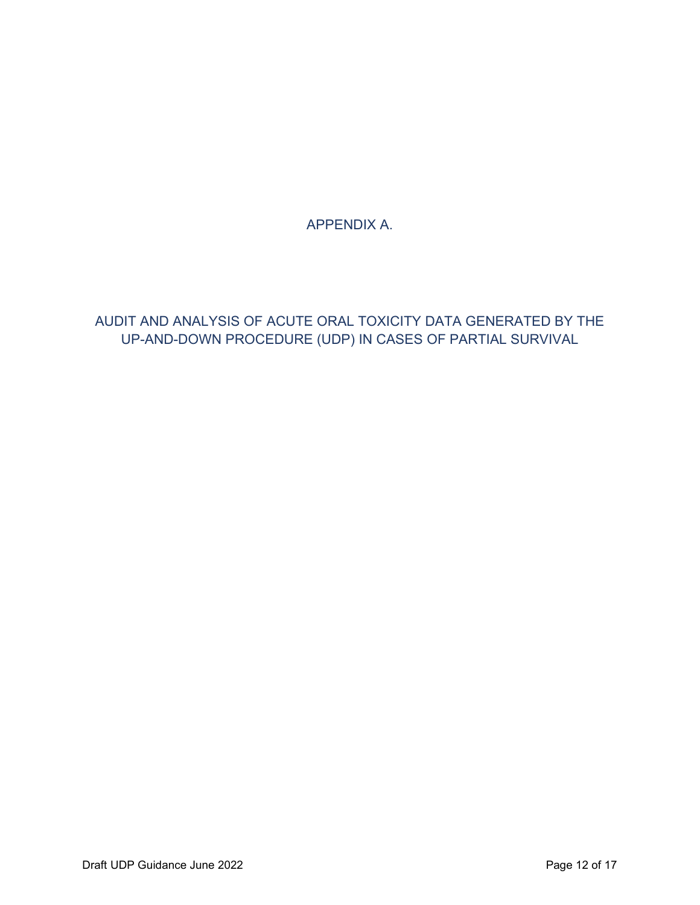# APPENDIX A.

## AUDIT AND ANALYSIS OF ACUTE ORAL TOXICITY DATA GENERATED BY THE UP-AND-DOWN PROCEDURE (UDP) IN CASES OF PARTIAL SURVIVAL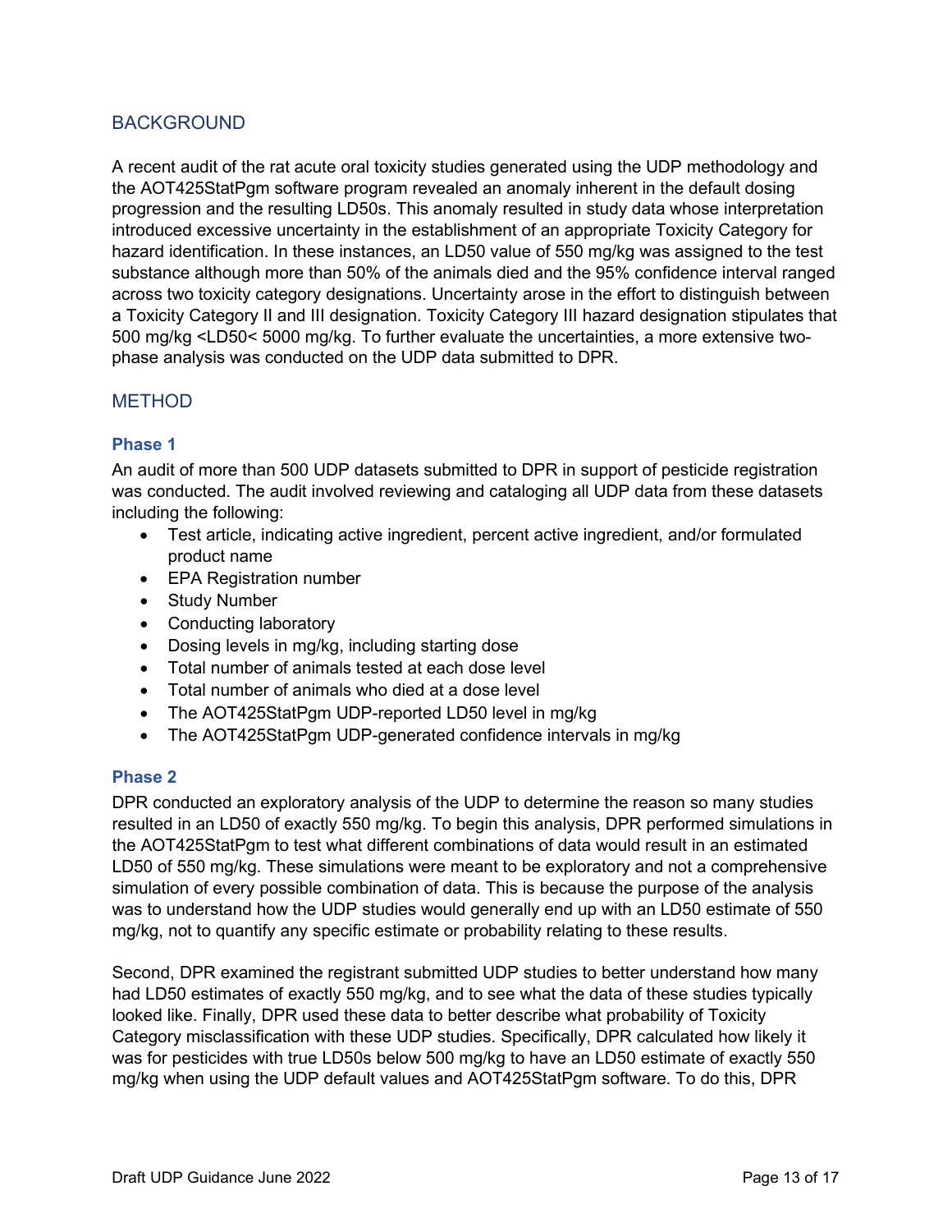## BACKGROUND

A recent audit of the rat acute oral toxicity studies generated using the UDP methodology and the AOT425StatPgm software program revealed an anomaly inherent in the default dosing progression and the resulting LD50s. This anomaly resulted in study data whose interpretation introduced excessive uncertainty in the establishment of an appropriate Toxicity Category for hazard identification. In these instances, an LD50 value of 550 mg/kg was assigned to the test substance although more than 50% of the animals died and the 95% confidence interval ranged across two toxicity category designations. Uncertainty arose in the effort to distinguish between a Toxicity Category II and III designation. Toxicity Category III hazard designation stipulates that 500 mg/kg <LD50< 5000 mg/kg. To further evaluate the uncertainties, a more extensive two-phase analysis was conducted on the UDP data submitted to DPR.

## METHOD

### Phase 1

An audit of more than 500 UDP datasets submitted to DPR in support of pesticide registration was conducted. The audit involved reviewing and cataloging all UDP data from these datasets including the following:

- Test article, indicating active ingredient, percent active ingredient, and/or formulated product name
- EPA Registration number
- Study Number
- Conducting laboratory
- Dosing levels in mg/kg, including starting dose
- Total number of animals tested at each dose level
- Total number of animals who died at a dose level
- The AOT425StatPgm UDP-reported LD50 level in mg/kg
- The AOT425StatPgm UDP-generated confidence intervals in mg/kg

### Phase 2

DPR conducted an exploratory analysis of the UDP to determine the reason so many studies resulted in an LD50 of exactly 550 mg/kg. To begin this analysis, DPR performed simulations in the AOT425StatPgm to test what different combinations of data would result in an estimated LD50 of 550 mg/kg. These simulations were meant to be exploratory and not a comprehensive simulation of every possible combination of data. This is because the purpose of the analysis was to understand how the UDP studies would generally end up with an LD50 estimate of 550 mg/kg, not to quantify any specific estimate or probability relating to these results.

Second, DPR examined the registrant submitted UDP studies to better understand how many had LD50 estimates of exactly 550 mg/kg, and to see what the data of these studies typically looked like. Finally, DPR used these data to better describe what probability of Toxicity Category misclassification with these UDP studies. Specifically, DPR calculated how likely it was for pesticides with true LD50s below 500 mg/kg to have an LD50 estimate of exactly 550 mg/kg when using the UDP default values and AOT425StatPgm software. To do this, DPR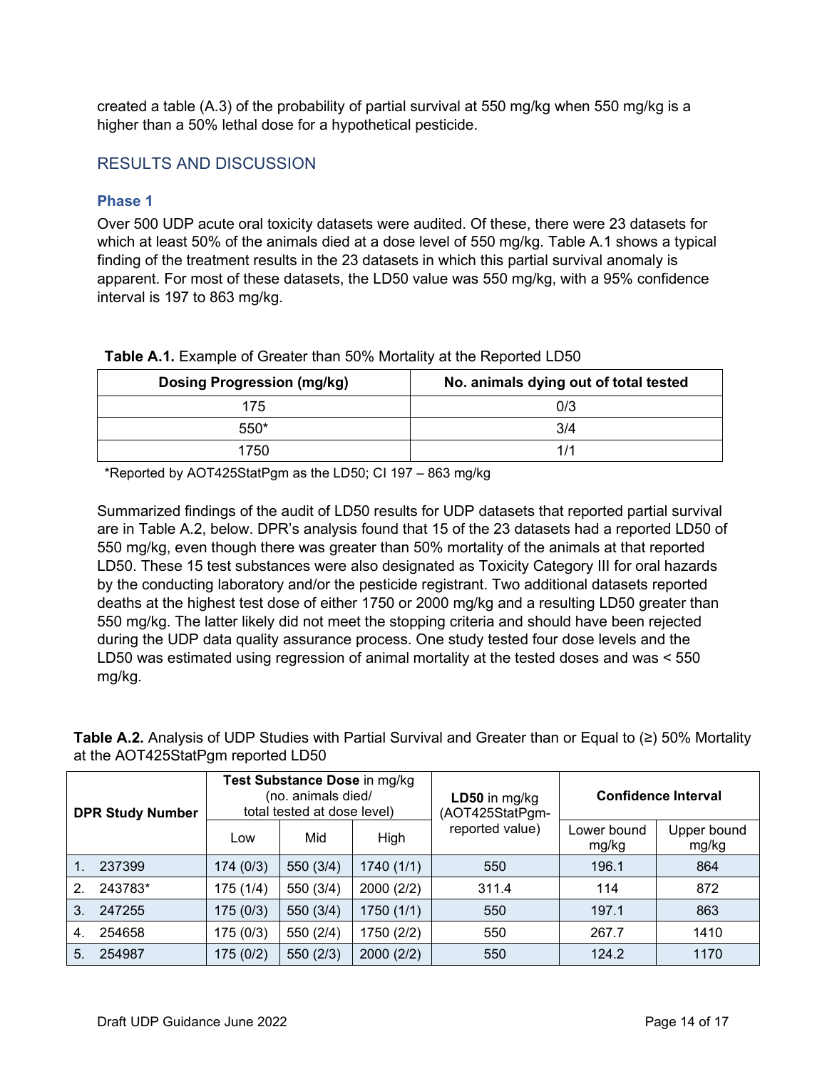created a table (A.3) of the probability of partial survival at 550 mg/kg when 550 mg/kg is a higher than a 50% lethal dose for a hypothetical pesticide.

## RESULTS AND DISCUSSION

### Phase 1

Over 500 UDP acute oral toxicity datasets were audited. Of these, there were 23 datasets for which at least 50% of the animals died at a dose level of 550 mg/kg. Table A.1 shows a typical finding of the treatment results in the 23 datasets in which this partial survival anomaly is apparent. For most of these datasets, the LD50 value was 550 mg/kg, with a 95% confidence interval is 197 to 863 mg/kg.

**Table A.1.** Example of Greater than 50% Mortality at the Reported LD50

| Dosing Progression (mg/kg) | No. animals dying out of total tested |
|---|---|
| 175 | 0/3 |
| 550* | 3/4 |
| 1750 | 1/1 |

*Reported by AOT425StatPgm as the LD50; CI 197 – 863 mg/kg

Summarized findings of the audit of LD50 results for UDP datasets that reported partial survival are in Table A.2, below. DPR's analysis found that 15 of the 23 datasets had a reported LD50 of 550 mg/kg, even though there was greater than 50% mortality of the animals at that reported LD50. These 15 test substances were also designated as Toxicity Category III for oral hazards by the conducting laboratory and/or the pesticide registrant. Two additional datasets reported deaths at the highest test dose of either 1750 or 2000 mg/kg and a resulting LD50 greater than 550 mg/kg. The latter likely did not meet the stopping criteria and should have been rejected during the UDP data quality assurance process. One study tested four dose levels and the LD50 was estimated using regression of animal mortality at the tested doses and was < 550 mg/kg.

**Table A.2.** Analysis of UDP Studies with Partial Survival and Greater than or Equal to (≥) 50% Mortality at the AOT425StatPgm reported LD50

| DPR Study Number | Test Substance Dose in mg/kg (no. animals died/ total tested at dose level) | | | LD50 in mg/kg (AOT425StatPgm-reported value) | Confidence Interval | |
|---|---|---|---|---|---|---|
| | Low | Mid | High | | Lower bound mg/kg | Upper bound mg/kg |
| 1. 237399 | 174 (0/3) | 550 (3/4) | 1740 (1/1) | 550 | 196.1 | 864 |
| 2. 243783* | 175 (1/4) | 550 (3/4) | 2000 (2/2) | 311.4 | 114 | 872 |
| 3. 247255 | 175 (0/3) | 550 (3/4) | 1750 (1/1) | 550 | 197.1 | 863 |
| 4. 254658 | 175 (0/3) | 550 (2/4) | 1750 (2/2) | 550 | 267.7 | 1410 |
| 5. 254987 | 175 (0/2) | 550 (2/3) | 2000 (2/2) | 550 | 124.2 | 1170 |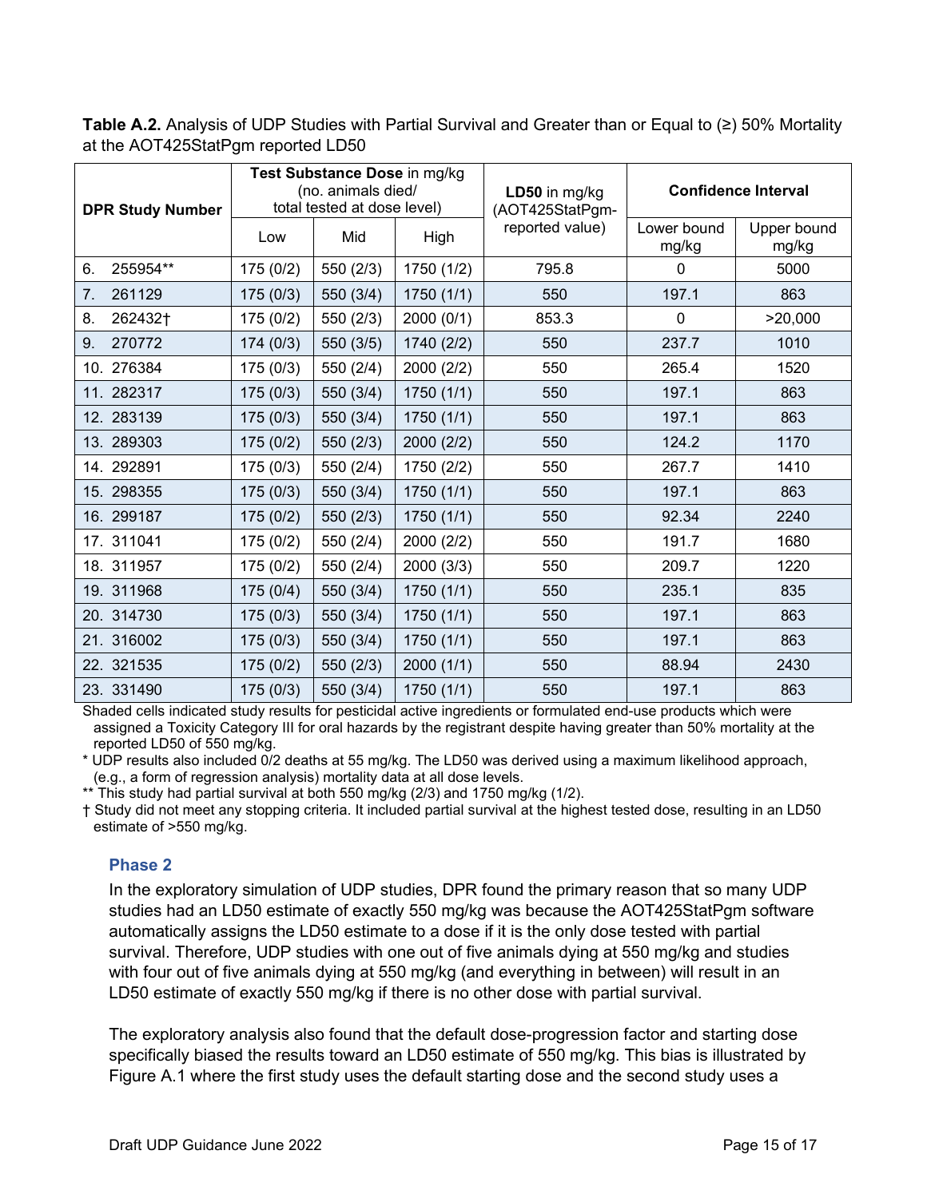**Table A.2.** Analysis of UDP Studies with Partial Survival and Greater than or Equal to (≥) 50% Mortality at the AOT425StatPgm reported LD50

| DPR Study Number | **Test Substance Dose** in mg/kg (no. animals died/ total tested at dose level) | | | **LD50** in mg/kg (AOT425StatPgm-reported value) | **Confidence Interval** | |
|---|---|---|---|---|---|---|
| | Low | Mid | High | | Lower bound mg/kg | Upper bound mg/kg |
| 6. 255954** | 175 (0/2) | 550 (2/3) | 1750 (1/2) | 795.8 | 0 | 5000 |
| 7. 261129 | 175 (0/3) | 550 (3/4) | 1750 (1/1) | 550 | 197.1 | 863 |
| 8. 262432† | 175 (0/2) | 550 (2/3) | 2000 (0/1) | 853.3 | 0 | >20,000 |
| 9. 270772 | 174 (0/3) | 550 (3/5) | 1740 (2/2) | 550 | 237.7 | 1010 |
| 10. 276384 | 175 (0/3) | 550 (2/4) | 2000 (2/2) | 550 | 265.4 | 1520 |
| 11. 282317 | 175 (0/3) | 550 (3/4) | 1750 (1/1) | 550 | 197.1 | 863 |
| 12. 283139 | 175 (0/3) | 550 (3/4) | 1750 (1/1) | 550 | 197.1 | 863 |
| 13. 289303 | 175 (0/2) | 550 (2/3) | 2000 (2/2) | 550 | 124.2 | 1170 |
| 14. 292891 | 175 (0/3) | 550 (2/4) | 1750 (2/2) | 550 | 267.7 | 1410 |
| 15. 298355 | 175 (0/3) | 550 (3/4) | 1750 (1/1) | 550 | 197.1 | 863 |
| 16. 299187 | 175 (0/2) | 550 (2/3) | 1750 (1/1) | 550 | 92.34 | 2240 |
| 17. 311041 | 175 (0/2) | 550 (2/4) | 2000 (2/2) | 550 | 191.7 | 1680 |
| 18. 311957 | 175 (0/2) | 550 (2/4) | 2000 (3/3) | 550 | 209.7 | 1220 |
| 19. 311968 | 175 (0/4) | 550 (3/4) | 1750 (1/1) | 550 | 235.1 | 835 |
| 20. 314730 | 175 (0/3) | 550 (3/4) | 1750 (1/1) | 550 | 197.1 | 863 |
| 21. 316002 | 175 (0/3) | 550 (3/4) | 1750 (1/1) | 550 | 197.1 | 863 |
| 22. 321535 | 175 (0/2) | 550 (2/3) | 2000 (1/1) | 550 | 88.94 | 2430 |
| 23. 331490 | 175 (0/3) | 550 (3/4) | 1750 (1/1) | 550 | 197.1 | 863 |

Shaded cells indicated study results for pesticidal active ingredients or formulated end-use products which were assigned a Toxicity Category III for oral hazards by the registrant despite having greater than 50% mortality at the reported LD50 of 550 mg/kg.

\* UDP results also included 0/2 deaths at 55 mg/kg. The LD50 was derived using a maximum likelihood approach, (e.g., a form of regression analysis) mortality data at all dose levels.

\*\* This study had partial survival at both 550 mg/kg (2/3) and 1750 mg/kg (1/2).

† Study did not meet any stopping criteria. It included partial survival at the highest tested dose, resulting in an LD50 estimate of >550 mg/kg.

### Phase 2

In the exploratory simulation of UDP studies, DPR found the primary reason that so many UDP studies had an LD50 estimate of exactly 550 mg/kg was because the AOT425StatPgm software automatically assigns the LD50 estimate to a dose if it is the only dose tested with partial survival. Therefore, UDP studies with one out of five animals dying at 550 mg/kg and studies with four out of five animals dying at 550 mg/kg (and everything in between) will result in an LD50 estimate of exactly 550 mg/kg if there is no other dose with partial survival.

The exploratory analysis also found that the default dose-progression factor and starting dose specifically biased the results toward an LD50 estimate of 550 mg/kg. This bias is illustrated by Figure A.1 where the first study uses the default starting dose and the second study uses a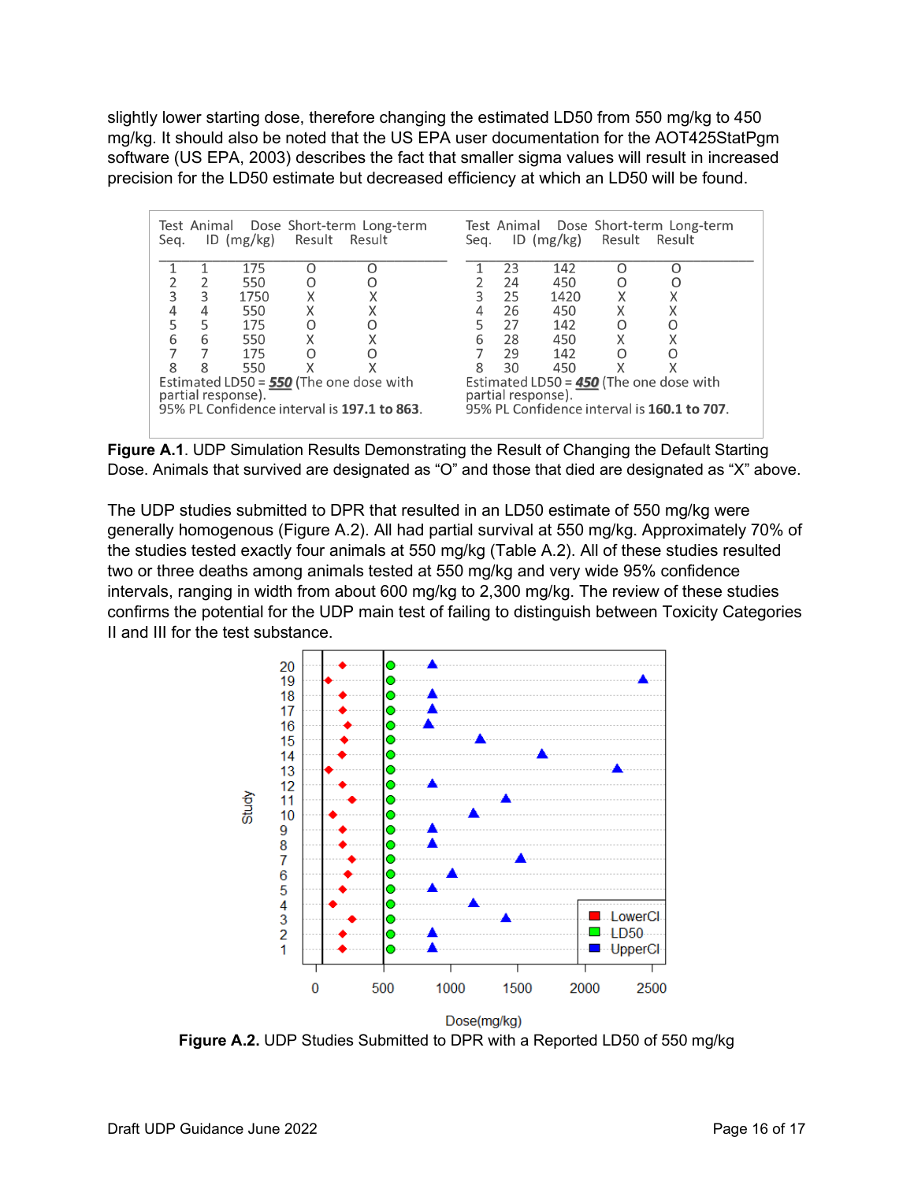slightly lower starting dose, therefore changing the estimated LD50 from 550 mg/kg to 450 mg/kg. It should also be noted that the US EPA user documentation for the AOT425StatPgm software (US EPA, 2003) describes the fact that smaller sigma values will result in increased precision for the LD50 estimate but decreased efficiency at which an LD50 will be found.

| Test Seq. | Animal ID | Dose (mg/kg) | Short-term Result | Long-term Result |
|---|---|---|---|---|
| 1 | 1 | 175 | O | O |
| 2 | 2 | 550 | O | O |
| 3 | 3 | 1750 | X | X |
| 4 | 4 | 550 | X | X |
| 5 | 5 | 175 | O | O |
| 6 | 6 | 550 | X | X |
| 7 | 7 | 175 | O | O |
| 8 | 8 | 550 | X | X |

Estimated LD50 = **550** (The one dose with partial response).
95% PL Confidence interval is **197.1 to 863**.

| Test Seq. | Animal ID | Dose (mg/kg) | Short-term Result | Long-term Result |
|---|---|---|---|---|
| 1 | 23 | 142 | O | O |
| 2 | 24 | 450 | O | O |
| 3 | 25 | 1420 | X | X |
| 4 | 26 | 450 | X | X |
| 5 | 27 | 142 | O | O |
| 6 | 28 | 450 | X | X |
| 7 | 29 | 142 | O | O |
| 8 | 30 | 450 | X | X |

Estimated LD50 = **450** (The one dose with partial response).
95% PL Confidence interval is **160.1 to 707**.

**Figure A.1**. UDP Simulation Results Demonstrating the Result of Changing the Default Starting Dose. Animals that survived are designated as "O" and those that died are designated as "X" above.

The UDP studies submitted to DPR that resulted in an LD50 estimate of 550 mg/kg were generally homogenous (Figure A.2). All had partial survival at 550 mg/kg. Approximately 70% of the studies tested exactly four animals at 550 mg/kg (Table A.2). All of these studies resulted two or three deaths among animals tested at 550 mg/kg and very wide 95% confidence intervals, ranging in width from about 600 mg/kg to 2,300 mg/kg. The review of these studies confirms the potential for the UDP main test of failing to distinguish between Toxicity Categories II and III for the test substance.

**Figure A.2.** UDP Studies Submitted to DPR with a Reported LD50 of 550 mg/kg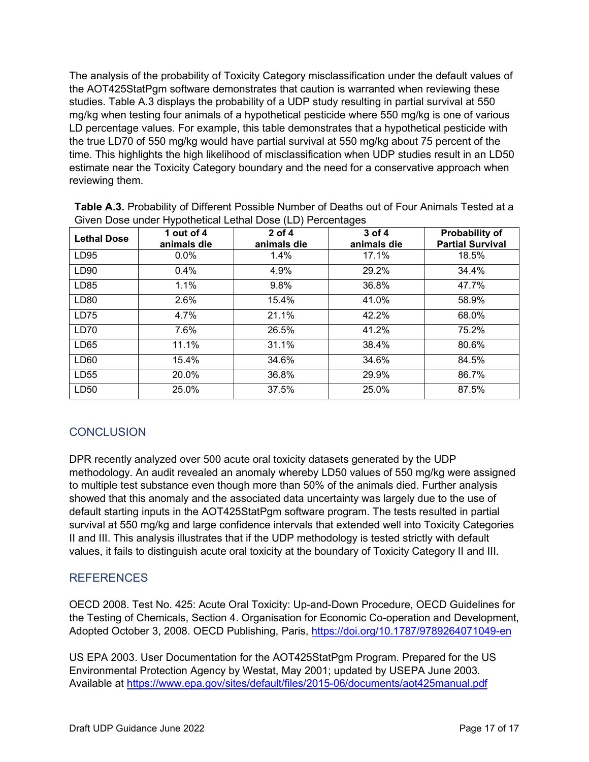The analysis of the probability of Toxicity Category misclassification under the default values of the AOT425StatPgm software demonstrates that caution is warranted when reviewing these studies. Table A.3 displays the probability of a UDP study resulting in partial survival at 550 mg/kg when testing four animals of a hypothetical pesticide where 550 mg/kg is one of various LD percentage values. For example, this table demonstrates that a hypothetical pesticide with the true LD70 of 550 mg/kg would have partial survival at 550 mg/kg about 75 percent of the time. This highlights the high likelihood of misclassification when UDP studies result in an LD50 estimate near the Toxicity Category boundary and the need for a conservative approach when reviewing them.

**Table A.3.** Probability of Different Possible Number of Deaths out of Four Animals Tested at a Given Dose under Hypothetical Lethal Dose (LD) Percentages

| Lethal Dose | 1 out of 4 animals die | 2 of 4 animals die | 3 of 4 animals die | Probability of Partial Survival |
|---|---|---|---|---|
| LD95 | 0.0% | 1.4% | 17.1% | 18.5% |
| LD90 | 0.4% | 4.9% | 29.2% | 34.4% |
| LD85 | 1.1% | 9.8% | 36.8% | 47.7% |
| LD80 | 2.6% | 15.4% | 41.0% | 58.9% |
| LD75 | 4.7% | 21.1% | 42.2% | 68.0% |
| LD70 | 7.6% | 26.5% | 41.2% | 75.2% |
| LD65 | 11.1% | 31.1% | 38.4% | 80.6% |
| LD60 | 15.4% | 34.6% | 34.6% | 84.5% |
| LD55 | 20.0% | 36.8% | 29.9% | 86.7% |
| LD50 | 25.0% | 37.5% | 25.0% | 87.5% |

## CONCLUSION

DPR recently analyzed over 500 acute oral toxicity datasets generated by the UDP methodology. An audit revealed an anomaly whereby LD50 values of 550 mg/kg were assigned to multiple test substance even though more than 50% of the animals died. Further analysis showed that this anomaly and the associated data uncertainty was largely due to the use of default starting inputs in the AOT425StatPgm software program. The tests resulted in partial survival at 550 mg/kg and large confidence intervals that extended well into Toxicity Categories II and III. This analysis illustrates that if the UDP methodology is tested strictly with default values, it fails to distinguish acute oral toxicity at the boundary of Toxicity Category II and III.

## REFERENCES

OECD 2008. Test No. 425: Acute Oral Toxicity: Up-and-Down Procedure, OECD Guidelines for the Testing of Chemicals, Section 4. Organisation for Economic Co-operation and Development, Adopted October 3, 2008. OECD Publishing, Paris, https://doi.org/10.1787/9789264071049-en

US EPA 2003. User Documentation for the AOT425StatPgm Program. Prepared for the US Environmental Protection Agency by Westat, May 2001; updated by USEPA June 2003. Available at https://www.epa.gov/sites/default/files/2015-06/documents/aot425manual.pdf